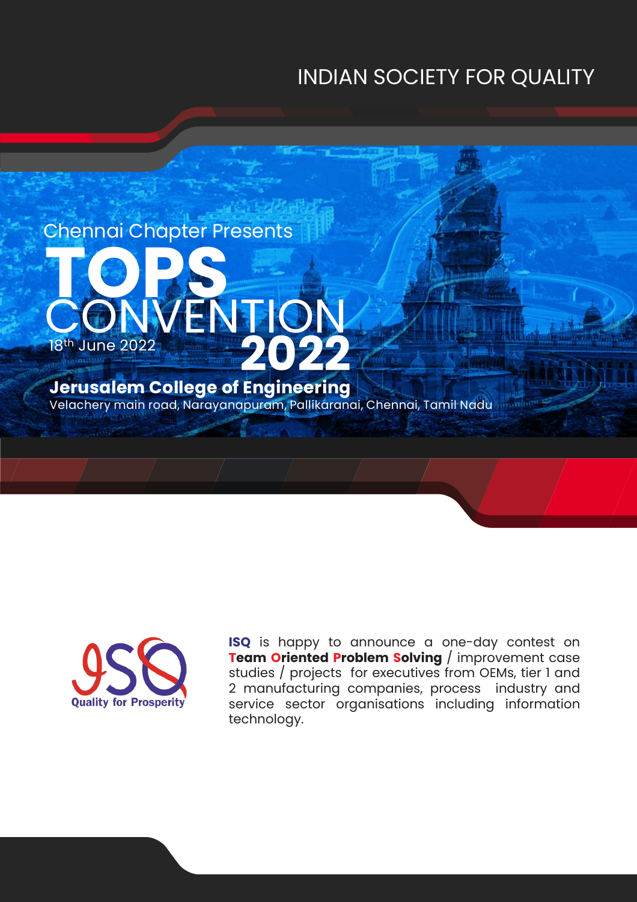INDIAN SOCIETY FOR QUALITY

Chennai Chapter Presents

# TOPS CONVENTION 2022

18th June 2022

**Jerusalem College of Engineering**

Velachery main road, Narayanapuram, Pallikaranai, Chennai, Tamil Nadu

ISQ

Quality for Prosperity

**ISQ** is happy to announce a one-day contest on **Team Oriented Problem Solving** / improvement case studies / projects for executives from OEMs, tier 1 and 2 manufacturing companies, process industry and service sector organisations including information technology.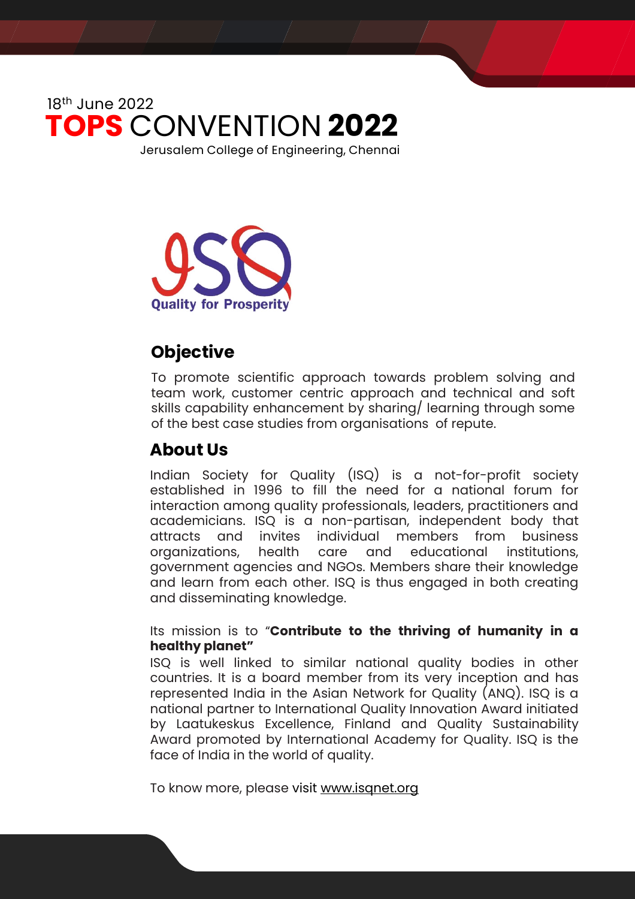18th June 2022

# **TOPS** CONVENTION **2022**

Jerusalem College of Engineering, Chennai

Quality for Prosperity

## Objective

To promote scientific approach towards problem solving and team work, customer centric approach and technical and soft skills capability enhancement by sharing/ learning through some of the best case studies from organisations of repute.

## About Us

Indian Society for Quality (ISQ) is a not-for-profit society established in 1996 to fill the need for a national forum for interaction among quality professionals, leaders, practitioners and academicians. ISQ is a non-partisan, independent body that attracts and invites individual members from business organizations, health care and educational institutions, government agencies and NGOs. Members share their knowledge and learn from each other. ISQ is thus engaged in both creating and disseminating knowledge.

Its mission is to "**Contribute to the thriving of humanity in a healthy planet"**

ISQ is well linked to similar national quality bodies in other countries. It is a board member from its very inception and has represented India in the Asian Network for Quality (ANQ). ISQ is a national partner to International Quality Innovation Award initiated by Laatukeskus Excellence, Finland and Quality Sustainability Award promoted by International Academy for Quality. ISQ is the face of India in the world of quality.

To know more, please visit www.isqnet.org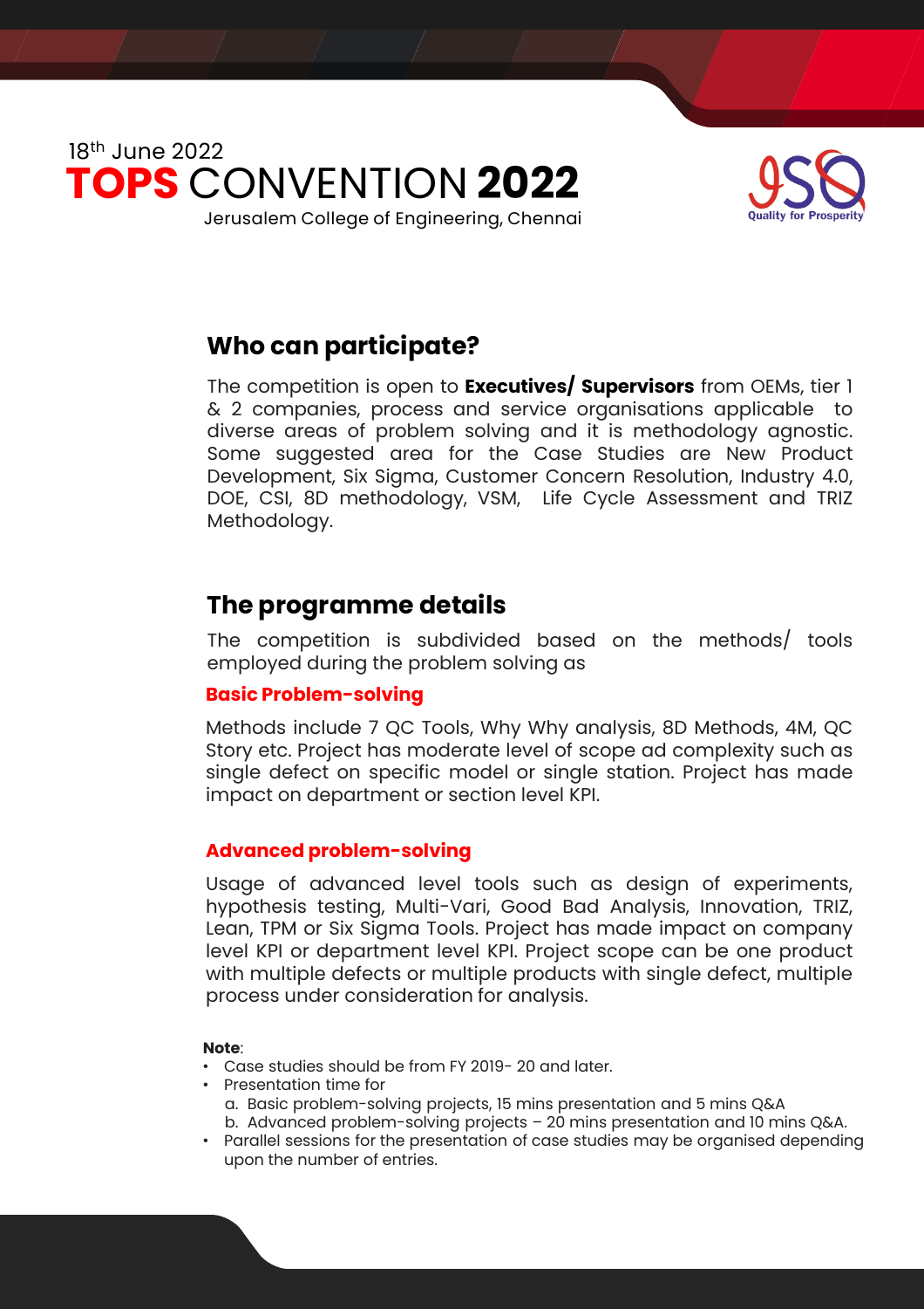18th June 2022

# TOPS CONVENTION 2022

Jerusalem College of Engineering, Chennai

Quality for Prosperity

## Who can participate?

The competition is open to **Executives/ Supervisors** from OEMs, tier 1 & 2 companies, process and service organisations applicable to diverse areas of problem solving and it is methodology agnostic. Some suggested area for the Case Studies are New Product Development, Six Sigma, Customer Concern Resolution, Industry 4.0, DOE, CSI, 8D methodology, VSM, Life Cycle Assessment and TRIZ Methodology.

## The programme details

The competition is subdivided based on the methods/ tools employed during the problem solving as

### Basic Problem-solving

Methods include 7 QC Tools, Why Why analysis, 8D Methods, 4M, QC Story etc. Project has moderate level of scope ad complexity such as single defect on specific model or single station. Project has made impact on department or section level KPI.

### Advanced problem-solving

Usage of advanced level tools such as design of experiments, hypothesis testing, Multi-Vari, Good Bad Analysis, Innovation, TRIZ, Lean, TPM or Six Sigma Tools. Project has made impact on company level KPI or department level KPI. Project scope can be one product with multiple defects or multiple products with single defect, multiple process under consideration for analysis.

**Note**:

- Case studies should be from FY 2019- 20 and later.
- Presentation time for
  a. Basic problem-solving projects, 15 mins presentation and 5 mins Q&A
  b. Advanced problem-solving projects – 20 mins presentation and 10 mins Q&A.
- Parallel sessions for the presentation of case studies may be organised depending upon the number of entries.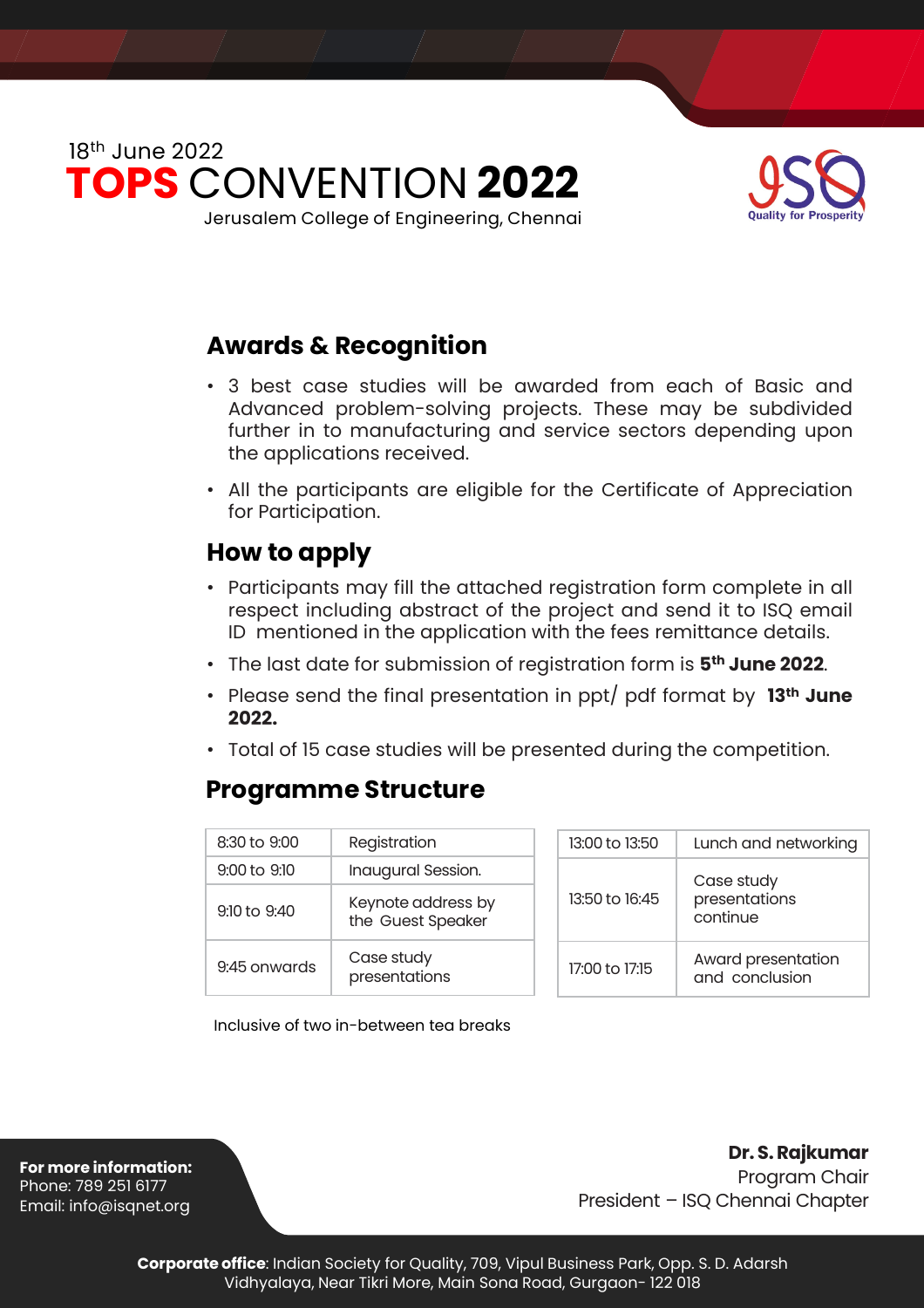18th June 2022

# TOPS CONVENTION 2022

Jerusalem College of Engineering, Chennai

ISQ Quality for Prosperity

## Awards & Recognition

- 3 best case studies will be awarded from each of Basic and Advanced problem-solving projects. These may be subdivided further in to manufacturing and service sectors depending upon the applications received.
- All the participants are eligible for the Certificate of Appreciation for Participation.

## How to apply

- Participants may fill the attached registration form complete in all respect including abstract of the project and send it to ISQ email ID mentioned in the application with the fees remittance details.
- The last date for submission of registration form is **5th June 2022**.
- Please send the final presentation in ppt/ pdf format by **13th June 2022.**
- Total of 15 case studies will be presented during the competition.

## Programme Structure

| | |
|---|---|
| 8:30 to 9:00 | Registration |
| 9:00 to 9:10 | Inaugural Session. |
| 9:10 to 9:40 | Keynote address by the Guest Speaker |
| 9:45 onwards | Case study presentations |
| 13:00 to 13:50 | Lunch and networking |
| 13:50 to 16:45 | Case study presentations continue |
| 17:00 to 17:15 | Award presentation and conclusion |

Inclusive of two in-between tea breaks

**For more information:**
Phone: 789 251 6177
Email: info@isqnet.org

**Dr. S. Rajkumar**
Program Chair
President – ISQ Chennai Chapter

**Corporate office**: Indian Society for Quality, 709, Vipul Business Park, Opp. S. D. Adarsh Vidhyalaya, Near Tikri More, Main Sona Road, Gurgaon- 122 018